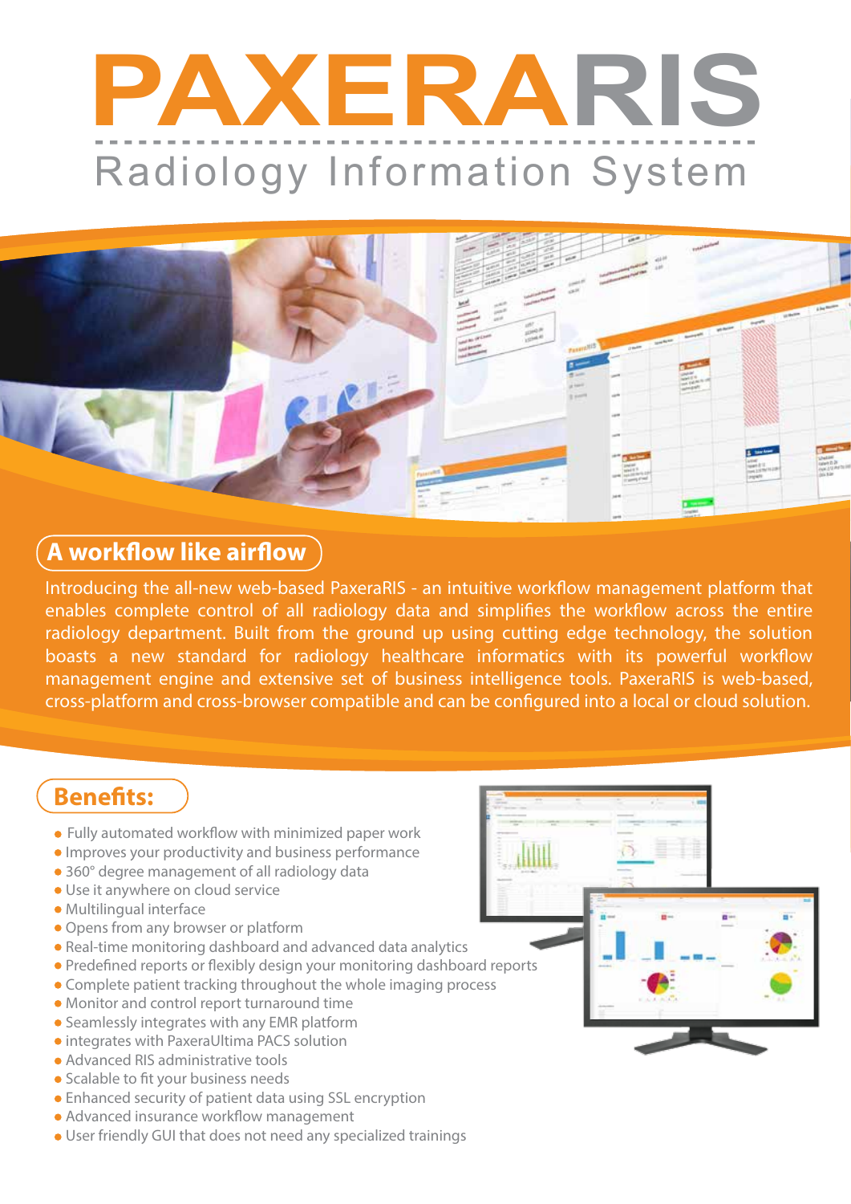# PAXERARIS

## Radiology Information System

## A workflow like airflow

Introducing the all-new web-based PaxeraRIS - an intuitive workflow management platform that enables complete control of all radiology data and simplifies the workflow across the entire radiology department. Built from the ground up using cutting edge technology, the solution boasts a new standard for radiology healthcare informatics with its powerful workflow management engine and extensive set of business intelligence tools. PaxeraRIS is web-based, cross-platform and cross-browser compatible and can be configured into a local or cloud solution.

## Benefits:

- Fully automated workflow with minimized paper work
- Improves your productivity and business performance
- 360° degree management of all radiology data
- Use it anywhere on cloud service
- Multilingual interface
- Opens from any browser or platform
- Real-time monitoring dashboard and advanced data analytics
- Predefined reports or flexibly design your monitoring dashboard reports
- Complete patient tracking throughout the whole imaging process
- Monitor and control report turnaround time
- Seamlessly integrates with any EMR platform
- integrates with PaxeraUltima PACS solution
- Advanced RIS administrative tools
- Scalable to fit your business needs
- Enhanced security of patient data using SSL encryption
- Advanced insurance workflow management
- User friendly GUI that does not need any specialized trainings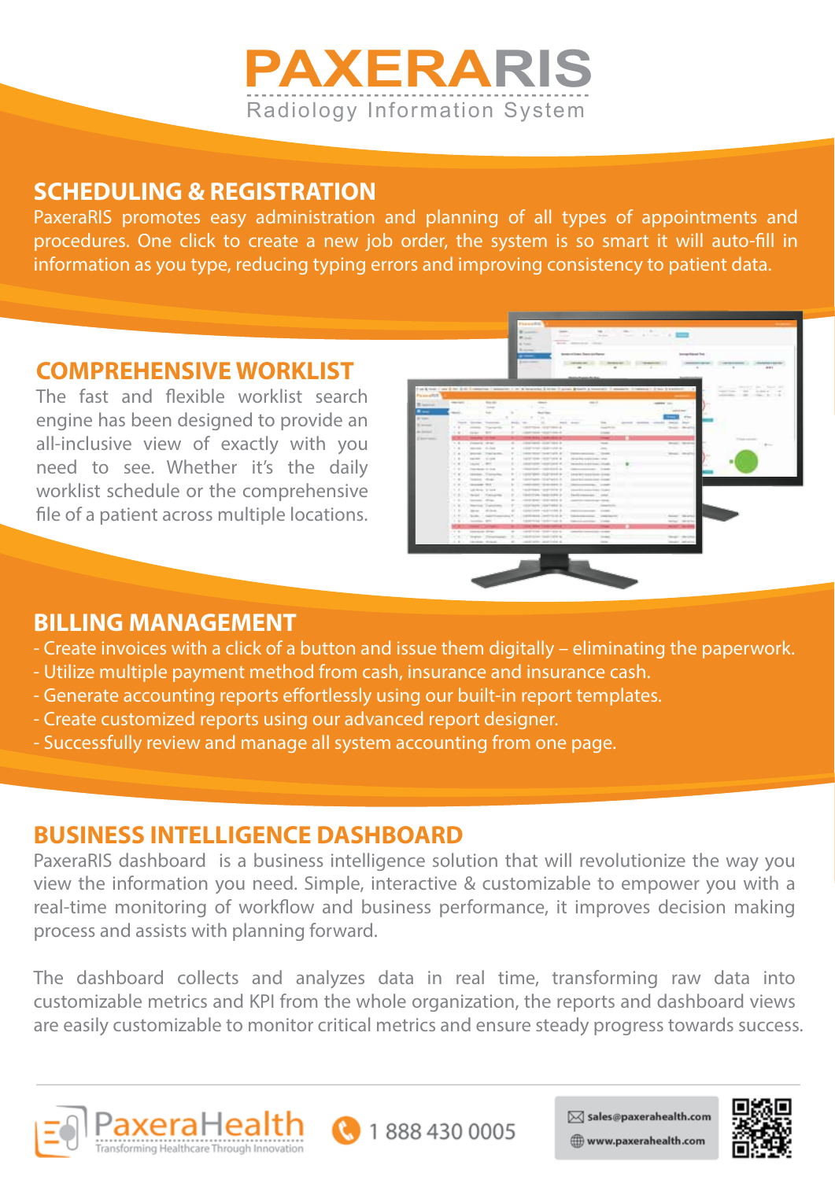# PAXERARIS

Radiology Information System

## SCHEDULING & REGISTRATION

PaxeraRIS promotes easy administration and planning of all types of appointments and procedures. One click to create a new job order, the system is so smart it will auto-fill in information as you type, reducing typing errors and improving consistency to patient data.

## COMPREHENSIVE WORKLIST

The fast and flexible worklist search engine has been designed to provide an all-inclusive view of exactly with you need to see. Whether it's the daily worklist schedule or the comprehensive file of a patient across multiple locations.

## BILLING MANAGEMENT

- Create invoices with a click of a button and issue them digitally – eliminating the paperwork.
- Utilize multiple payment method from cash, insurance and insurance cash.
- Generate accounting reports effortlessly using our built-in report templates.
- Create customized reports using our advanced report designer.
- Successfully review and manage all system accounting from one page.

## BUSINESS INTELLIGENCE DASHBOARD

PaxeraRIS dashboard is a business intelligence solution that will revolutionize the way you view the information you need. Simple, interactive & customizable to empower you with a real-time monitoring of workflow and business performance, it improves decision making process and assists with planning forward.

The dashboard collects and analyzes data in real time, transforming raw data into customizable metrics and KPI from the whole organization, the reports and dashboard views are easily customizable to monitor critical metrics and ensure steady progress towards success.

PaxeraHealth
Transforming Healthcare Through Innovation

1 888 430 0005

sales@paxerahealth.com
www.paxerahealth.com